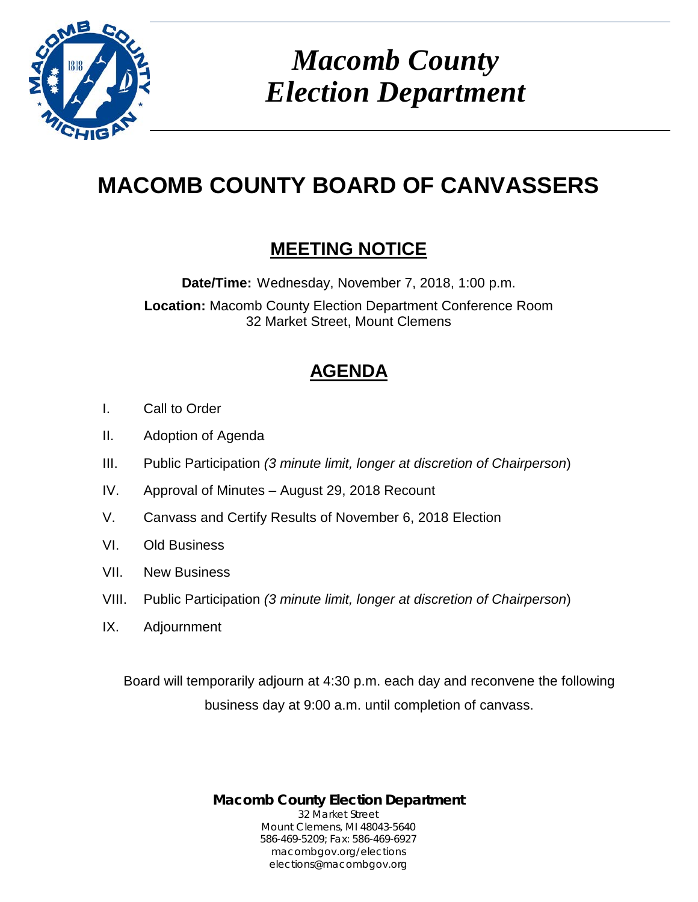# *Macomb County Election Department*

# MACOMB COUNTY BOARD OF CANVASSERS

## MEETING NOTICE

**Date/Time:** Wednesday, November 7, 2018, 1:00 p.m.

**Location:** Macomb County Election Department Conference Room
32 Market Street, Mount Clemens

## AGENDA

I. Call to Order

II. Adoption of Agenda

III. Public Participation *(3 minute limit, longer at discretion of Chairperson)*

IV. Approval of Minutes – August 29, 2018 Recount

V. Canvass and Certify Results of November 6, 2018 Election

VI. Old Business

VII. New Business

VIII. Public Participation *(3 minute limit, longer at discretion of Chairperson)*

IX. Adjournment

Board will temporarily adjourn at 4:30 p.m. each day and reconvene the following business day at 9:00 a.m. until completion of canvass.

**Macomb County Election Department**
32 Market Street
Mount Clemens, MI 48043-5640
586-469-5209; Fax: 586-469-6927
macombgov.org/elections
elections@macombgov.org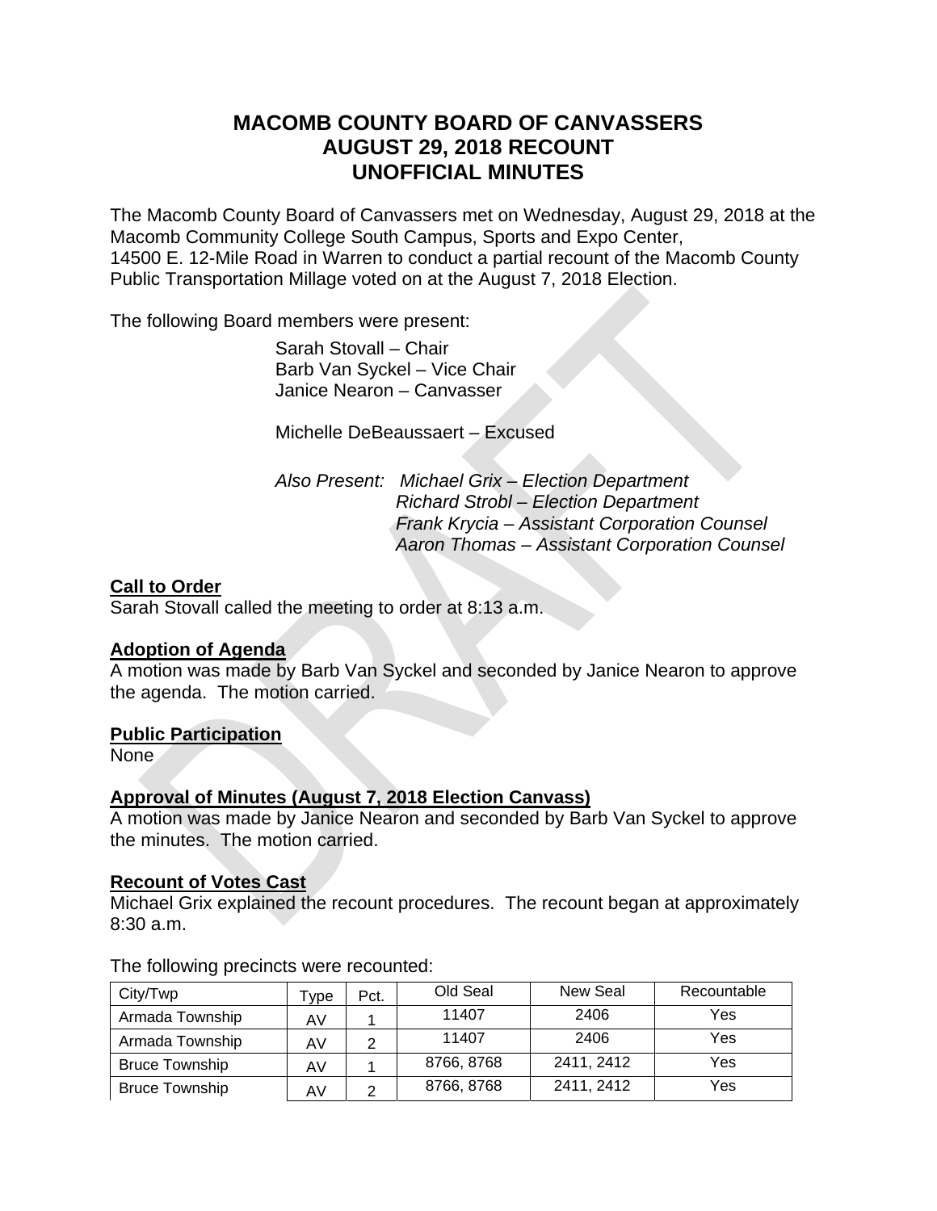# MACOMB COUNTY BOARD OF CANVASSERS
# AUGUST 29, 2018 RECOUNT
# UNOFFICIAL MINUTES

The Macomb County Board of Canvassers met on Wednesday, August 29, 2018 at the Macomb Community College South Campus, Sports and Expo Center, 14500 E. 12-Mile Road in Warren to conduct a partial recount of the Macomb County Public Transportation Millage voted on at the August 7, 2018 Election.

The following Board members were present:

Sarah Stovall – Chair
Barb Van Syckel – Vice Chair
Janice Nearon – Canvasser

Michelle DeBeaussaert – Excused

*Also Present: Michael Grix – Election Department*
*Richard Strobl – Election Department*
*Frank Krycia – Assistant Corporation Counsel*
*Aaron Thomas – Assistant Corporation Counsel*

**Call to Order**
Sarah Stovall called the meeting to order at 8:13 a.m.

**Adoption of Agenda**
A motion was made by Barb Van Syckel and seconded by Janice Nearon to approve the agenda. The motion carried.

**Public Participation**
None

**Approval of Minutes (August 7, 2018 Election Canvass)**
A motion was made by Janice Nearon and seconded by Barb Van Syckel to approve the minutes. The motion carried.

**Recount of Votes Cast**
Michael Grix explained the recount procedures. The recount began at approximately 8:30 a.m.

The following precincts were recounted:

| City/Twp | Type | Pct. | Old Seal | New Seal | Recountable |
|---|---|---|---|---|---|
| Armada Township | AV | 1 | 11407 | 2406 | Yes |
| Armada Township | AV | 2 | 11407 | 2406 | Yes |
| Bruce Township | AV | 1 | 8766, 8768 | 2411, 2412 | Yes |
| Bruce Township | AV | 2 | 8766, 8768 | 2411, 2412 | Yes |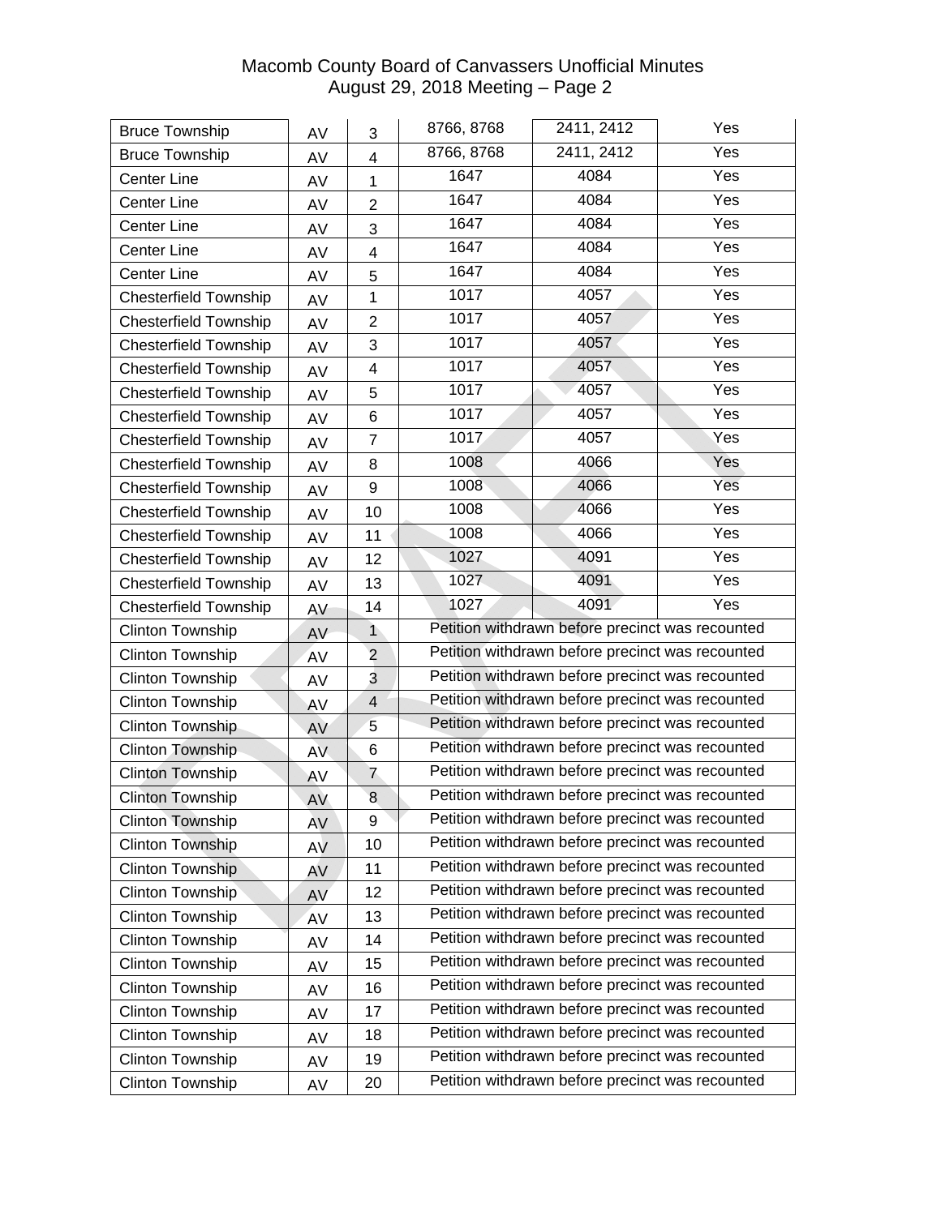| | | | | | |
|---|---|---|---|---|---|
| Bruce Township | AV | 3 | 8766, 8768 | 2411, 2412 | Yes |
| Bruce Township | AV | 4 | 8766, 8768 | 2411, 2412 | Yes |
| Center Line | AV | 1 | 1647 | 4084 | Yes |
| Center Line | AV | 2 | 1647 | 4084 | Yes |
| Center Line | AV | 3 | 1647 | 4084 | Yes |
| Center Line | AV | 4 | 1647 | 4084 | Yes |
| Center Line | AV | 5 | 1647 | 4084 | Yes |
| Chesterfield Township | AV | 1 | 1017 | 4057 | Yes |
| Chesterfield Township | AV | 2 | 1017 | 4057 | Yes |
| Chesterfield Township | AV | 3 | 1017 | 4057 | Yes |
| Chesterfield Township | AV | 4 | 1017 | 4057 | Yes |
| Chesterfield Township | AV | 5 | 1017 | 4057 | Yes |
| Chesterfield Township | AV | 6 | 1017 | 4057 | Yes |
| Chesterfield Township | AV | 7 | 1017 | 4057 | Yes |
| Chesterfield Township | AV | 8 | 1008 | 4066 | Yes |
| Chesterfield Township | AV | 9 | 1008 | 4066 | Yes |
| Chesterfield Township | AV | 10 | 1008 | 4066 | Yes |
| Chesterfield Township | AV | 11 | 1008 | 4066 | Yes |
| Chesterfield Township | AV | 12 | 1027 | 4091 | Yes |
| Chesterfield Township | AV | 13 | 1027 | 4091 | Yes |
| Chesterfield Township | AV | 14 | 1027 | 4091 | Yes |
| Clinton Township | AV | 1 | Petition withdrawn before precinct was recounted | | |
| Clinton Township | AV | 2 | Petition withdrawn before precinct was recounted | | |
| Clinton Township | AV | 3 | Petition withdrawn before precinct was recounted | | |
| Clinton Township | AV | 4 | Petition withdrawn before precinct was recounted | | |
| Clinton Township | AV | 5 | Petition withdrawn before precinct was recounted | | |
| Clinton Township | AV | 6 | Petition withdrawn before precinct was recounted | | |
| Clinton Township | AV | 7 | Petition withdrawn before precinct was recounted | | |
| Clinton Township | AV | 8 | Petition withdrawn before precinct was recounted | | |
| Clinton Township | AV | 9 | Petition withdrawn before precinct was recounted | | |
| Clinton Township | AV | 10 | Petition withdrawn before precinct was recounted | | |
| Clinton Township | AV | 11 | Petition withdrawn before precinct was recounted | | |
| Clinton Township | AV | 12 | Petition withdrawn before precinct was recounted | | |
| Clinton Township | AV | 13 | Petition withdrawn before precinct was recounted | | |
| Clinton Township | AV | 14 | Petition withdrawn before precinct was recounted | | |
| Clinton Township | AV | 15 | Petition withdrawn before precinct was recounted | | |
| Clinton Township | AV | 16 | Petition withdrawn before precinct was recounted | | |
| Clinton Township | AV | 17 | Petition withdrawn before precinct was recounted | | |
| Clinton Township | AV | 18 | Petition withdrawn before precinct was recounted | | |
| Clinton Township | AV | 19 | Petition withdrawn before precinct was recounted | | |
| Clinton Township | AV | 20 | Petition withdrawn before precinct was recounted | | |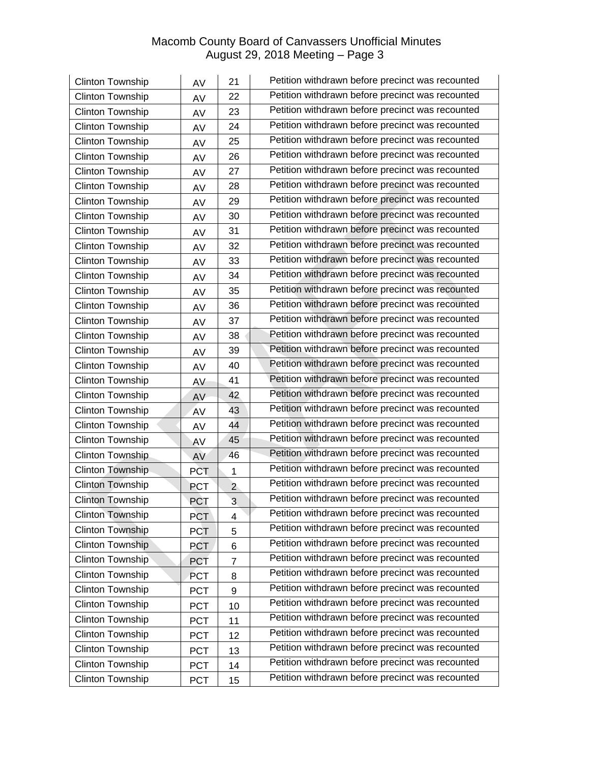| Clinton Township | AV | 21 | Petition withdrawn before precinct was recounted |
|---|---|---|---|
| Clinton Township | AV | 22 | Petition withdrawn before precinct was recounted |
| Clinton Township | AV | 23 | Petition withdrawn before precinct was recounted |
| Clinton Township | AV | 24 | Petition withdrawn before precinct was recounted |
| Clinton Township | AV | 25 | Petition withdrawn before precinct was recounted |
| Clinton Township | AV | 26 | Petition withdrawn before precinct was recounted |
| Clinton Township | AV | 27 | Petition withdrawn before precinct was recounted |
| Clinton Township | AV | 28 | Petition withdrawn before precinct was recounted |
| Clinton Township | AV | 29 | Petition withdrawn before precinct was recounted |
| Clinton Township | AV | 30 | Petition withdrawn before precinct was recounted |
| Clinton Township | AV | 31 | Petition withdrawn before precinct was recounted |
| Clinton Township | AV | 32 | Petition withdrawn before precinct was recounted |
| Clinton Township | AV | 33 | Petition withdrawn before precinct was recounted |
| Clinton Township | AV | 34 | Petition withdrawn before precinct was recounted |
| Clinton Township | AV | 35 | Petition withdrawn before precinct was recounted |
| Clinton Township | AV | 36 | Petition withdrawn before precinct was recounted |
| Clinton Township | AV | 37 | Petition withdrawn before precinct was recounted |
| Clinton Township | AV | 38 | Petition withdrawn before precinct was recounted |
| Clinton Township | AV | 39 | Petition withdrawn before precinct was recounted |
| Clinton Township | AV | 40 | Petition withdrawn before precinct was recounted |
| Clinton Township | AV | 41 | Petition withdrawn before precinct was recounted |
| Clinton Township | AV | 42 | Petition withdrawn before precinct was recounted |
| Clinton Township | AV | 43 | Petition withdrawn before precinct was recounted |
| Clinton Township | AV | 44 | Petition withdrawn before precinct was recounted |
| Clinton Township | AV | 45 | Petition withdrawn before precinct was recounted |
| Clinton Township | AV | 46 | Petition withdrawn before precinct was recounted |
| Clinton Township | PCT | 1 | Petition withdrawn before precinct was recounted |
| Clinton Township | PCT | 2 | Petition withdrawn before precinct was recounted |
| Clinton Township | PCT | 3 | Petition withdrawn before precinct was recounted |
| Clinton Township | PCT | 4 | Petition withdrawn before precinct was recounted |
| Clinton Township | PCT | 5 | Petition withdrawn before precinct was recounted |
| Clinton Township | PCT | 6 | Petition withdrawn before precinct was recounted |
| Clinton Township | PCT | 7 | Petition withdrawn before precinct was recounted |
| Clinton Township | PCT | 8 | Petition withdrawn before precinct was recounted |
| Clinton Township | PCT | 9 | Petition withdrawn before precinct was recounted |
| Clinton Township | PCT | 10 | Petition withdrawn before precinct was recounted |
| Clinton Township | PCT | 11 | Petition withdrawn before precinct was recounted |
| Clinton Township | PCT | 12 | Petition withdrawn before precinct was recounted |
| Clinton Township | PCT | 13 | Petition withdrawn before precinct was recounted |
| Clinton Township | PCT | 14 | Petition withdrawn before precinct was recounted |
| Clinton Township | PCT | 15 | Petition withdrawn before precinct was recounted |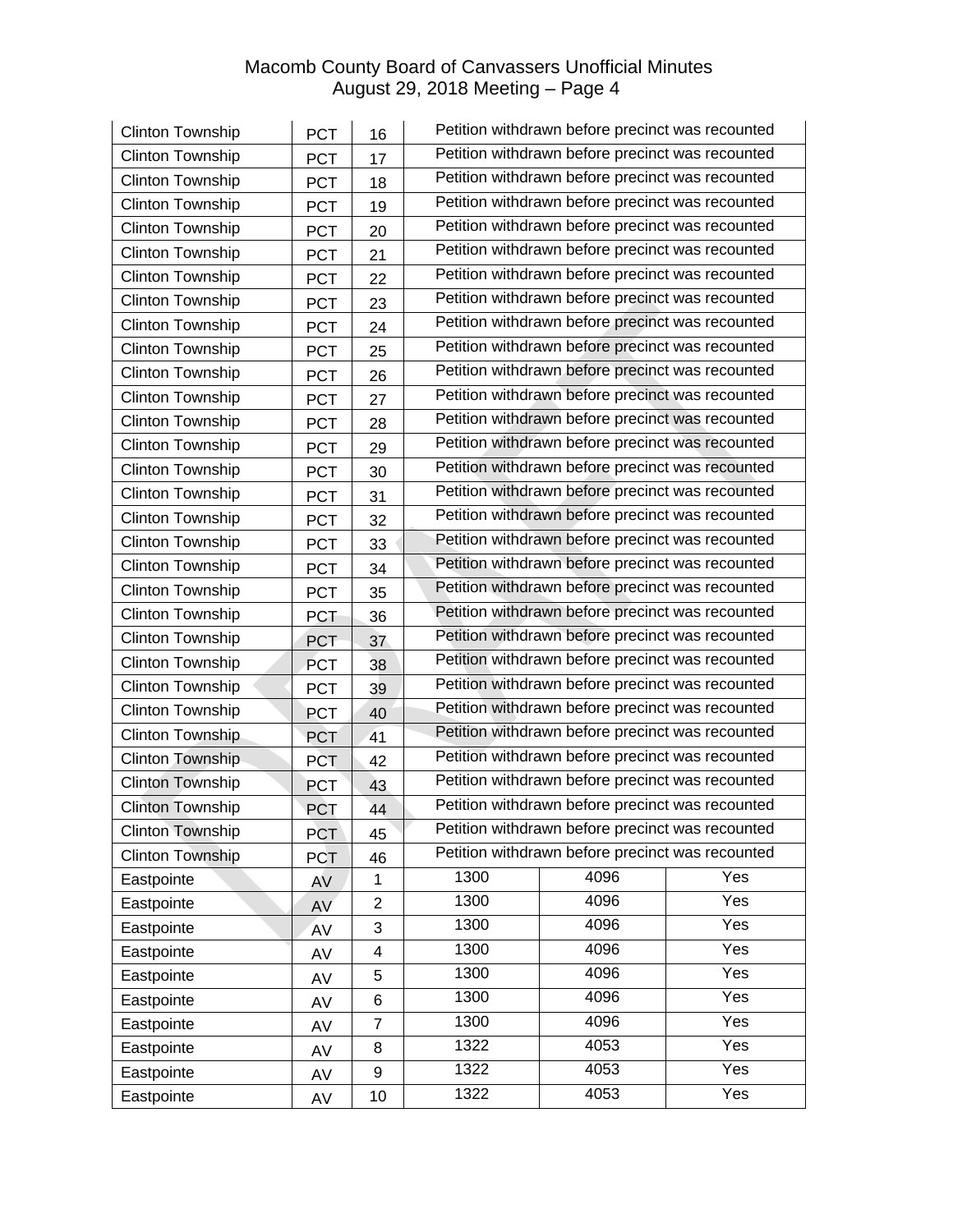| | | | | | |
|---|---|---|---|---|---|
| Clinton Township | PCT | 16 | Petition withdrawn before precinct was recounted | | |
| Clinton Township | PCT | 17 | Petition withdrawn before precinct was recounted | | |
| Clinton Township | PCT | 18 | Petition withdrawn before precinct was recounted | | |
| Clinton Township | PCT | 19 | Petition withdrawn before precinct was recounted | | |
| Clinton Township | PCT | 20 | Petition withdrawn before precinct was recounted | | |
| Clinton Township | PCT | 21 | Petition withdrawn before precinct was recounted | | |
| Clinton Township | PCT | 22 | Petition withdrawn before precinct was recounted | | |
| Clinton Township | PCT | 23 | Petition withdrawn before precinct was recounted | | |
| Clinton Township | PCT | 24 | Petition withdrawn before precinct was recounted | | |
| Clinton Township | PCT | 25 | Petition withdrawn before precinct was recounted | | |
| Clinton Township | PCT | 26 | Petition withdrawn before precinct was recounted | | |
| Clinton Township | PCT | 27 | Petition withdrawn before precinct was recounted | | |
| Clinton Township | PCT | 28 | Petition withdrawn before precinct was recounted | | |
| Clinton Township | PCT | 29 | Petition withdrawn before precinct was recounted | | |
| Clinton Township | PCT | 30 | Petition withdrawn before precinct was recounted | | |
| Clinton Township | PCT | 31 | Petition withdrawn before precinct was recounted | | |
| Clinton Township | PCT | 32 | Petition withdrawn before precinct was recounted | | |
| Clinton Township | PCT | 33 | Petition withdrawn before precinct was recounted | | |
| Clinton Township | PCT | 34 | Petition withdrawn before precinct was recounted | | |
| Clinton Township | PCT | 35 | Petition withdrawn before precinct was recounted | | |
| Clinton Township | PCT | 36 | Petition withdrawn before precinct was recounted | | |
| Clinton Township | PCT | 37 | Petition withdrawn before precinct was recounted | | |
| Clinton Township | PCT | 38 | Petition withdrawn before precinct was recounted | | |
| Clinton Township | PCT | 39 | Petition withdrawn before precinct was recounted | | |
| Clinton Township | PCT | 40 | Petition withdrawn before precinct was recounted | | |
| Clinton Township | PCT | 41 | Petition withdrawn before precinct was recounted | | |
| Clinton Township | PCT | 42 | Petition withdrawn before precinct was recounted | | |
| Clinton Township | PCT | 43 | Petition withdrawn before precinct was recounted | | |
| Clinton Township | PCT | 44 | Petition withdrawn before precinct was recounted | | |
| Clinton Township | PCT | 45 | Petition withdrawn before precinct was recounted | | |
| Clinton Township | PCT | 46 | Petition withdrawn before precinct was recounted | | |
| Eastpointe | AV | 1 | 1300 | 4096 | Yes |
| Eastpointe | AV | 2 | 1300 | 4096 | Yes |
| Eastpointe | AV | 3 | 1300 | 4096 | Yes |
| Eastpointe | AV | 4 | 1300 | 4096 | Yes |
| Eastpointe | AV | 5 | 1300 | 4096 | Yes |
| Eastpointe | AV | 6 | 1300 | 4096 | Yes |
| Eastpointe | AV | 7 | 1300 | 4096 | Yes |
| Eastpointe | AV | 8 | 1322 | 4053 | Yes |
| Eastpointe | AV | 9 | 1322 | 4053 | Yes |
| Eastpointe | AV | 10 | 1322 | 4053 | Yes |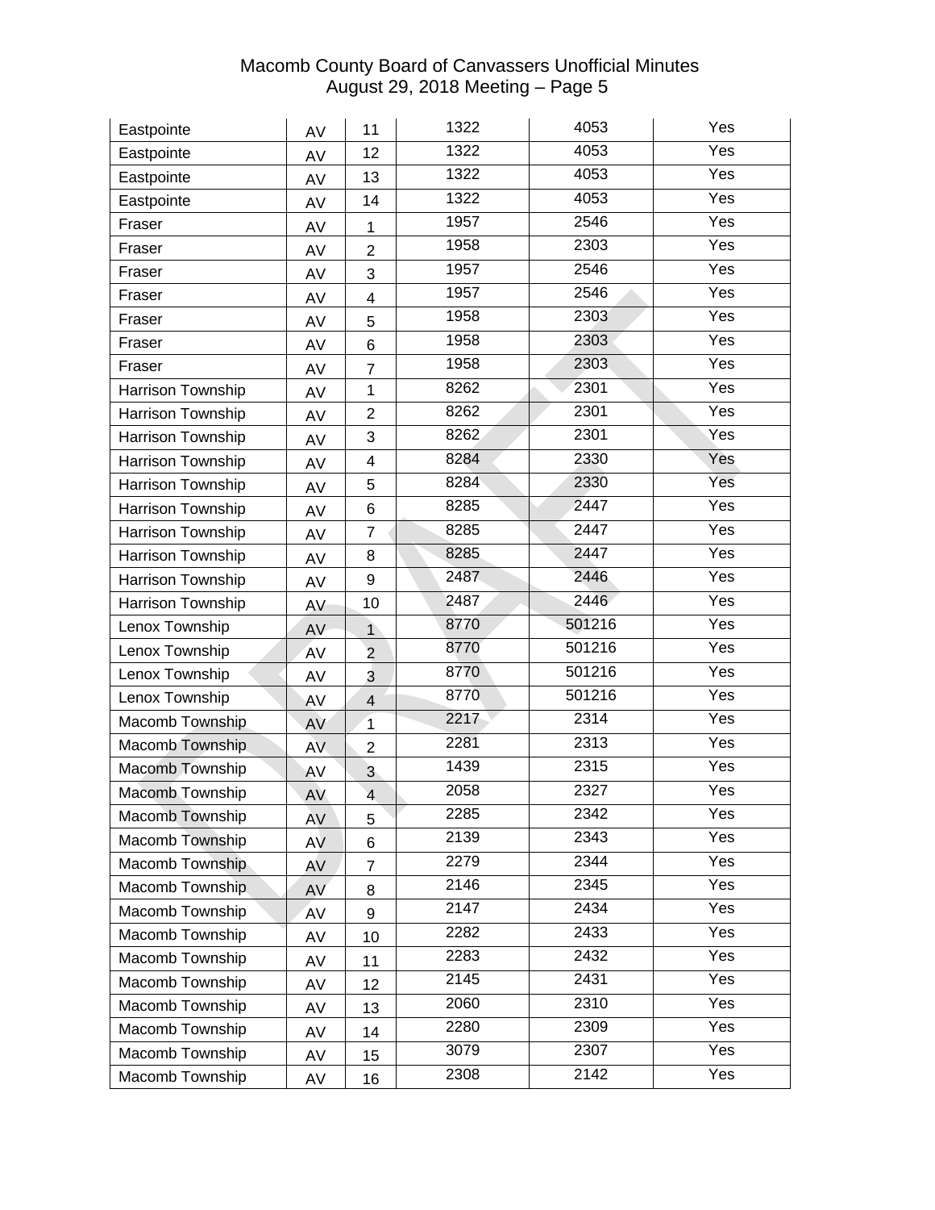| | | | | | |
|---|---|---|---|---|---|
| Eastpointe | AV | 11 | 1322 | 4053 | Yes |
| Eastpointe | AV | 12 | 1322 | 4053 | Yes |
| Eastpointe | AV | 13 | 1322 | 4053 | Yes |
| Eastpointe | AV | 14 | 1322 | 4053 | Yes |
| Fraser | AV | 1 | 1957 | 2546 | Yes |
| Fraser | AV | 2 | 1958 | 2303 | Yes |
| Fraser | AV | 3 | 1957 | 2546 | Yes |
| Fraser | AV | 4 | 1957 | 2546 | Yes |
| Fraser | AV | 5 | 1958 | 2303 | Yes |
| Fraser | AV | 6 | 1958 | 2303 | Yes |
| Fraser | AV | 7 | 1958 | 2303 | Yes |
| Harrison Township | AV | 1 | 8262 | 2301 | Yes |
| Harrison Township | AV | 2 | 8262 | 2301 | Yes |
| Harrison Township | AV | 3 | 8262 | 2301 | Yes |
| Harrison Township | AV | 4 | 8284 | 2330 | Yes |
| Harrison Township | AV | 5 | 8284 | 2330 | Yes |
| Harrison Township | AV | 6 | 8285 | 2447 | Yes |
| Harrison Township | AV | 7 | 8285 | 2447 | Yes |
| Harrison Township | AV | 8 | 8285 | 2447 | Yes |
| Harrison Township | AV | 9 | 2487 | 2446 | Yes |
| Harrison Township | AV | 10 | 2487 | 2446 | Yes |
| Lenox Township | AV | 1 | 8770 | 501216 | Yes |
| Lenox Township | AV | 2 | 8770 | 501216 | Yes |
| Lenox Township | AV | 3 | 8770 | 501216 | Yes |
| Lenox Township | AV | 4 | 8770 | 501216 | Yes |
| Macomb Township | AV | 1 | 2217 | 2314 | Yes |
| Macomb Township | AV | 2 | 2281 | 2313 | Yes |
| Macomb Township | AV | 3 | 1439 | 2315 | Yes |
| Macomb Township | AV | 4 | 2058 | 2327 | Yes |
| Macomb Township | AV | 5 | 2285 | 2342 | Yes |
| Macomb Township | AV | 6 | 2139 | 2343 | Yes |
| Macomb Township | AV | 7 | 2279 | 2344 | Yes |
| Macomb Township | AV | 8 | 2146 | 2345 | Yes |
| Macomb Township | AV | 9 | 2147 | 2434 | Yes |
| Macomb Township | AV | 10 | 2282 | 2433 | Yes |
| Macomb Township | AV | 11 | 2283 | 2432 | Yes |
| Macomb Township | AV | 12 | 2145 | 2431 | Yes |
| Macomb Township | AV | 13 | 2060 | 2310 | Yes |
| Macomb Township | AV | 14 | 2280 | 2309 | Yes |
| Macomb Township | AV | 15 | 3079 | 2307 | Yes |
| Macomb Township | AV | 16 | 2308 | 2142 | Yes |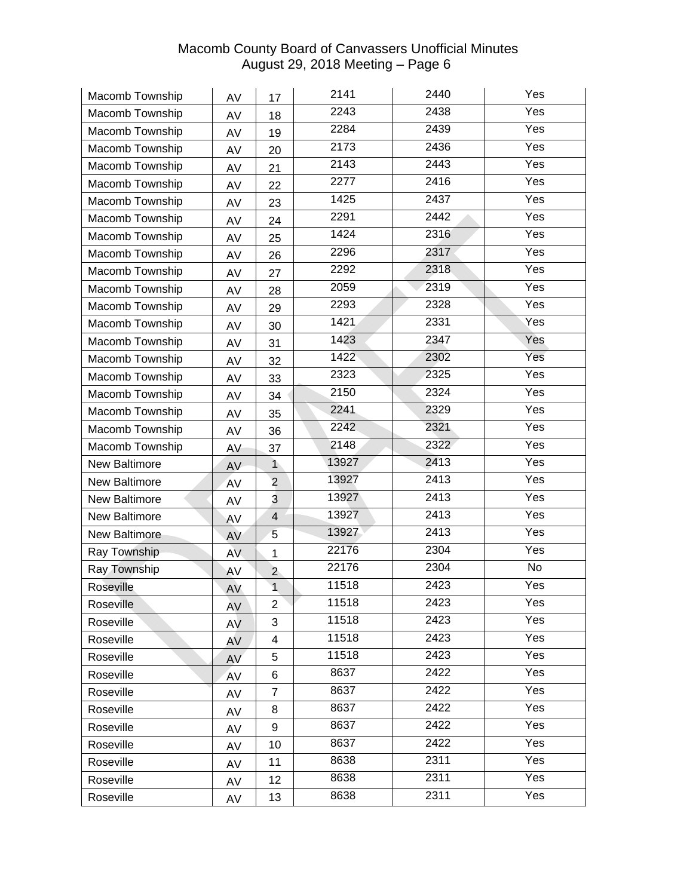| | | | | | |
|---|---|---|---|---|---|
| Macomb Township | AV | 17 | 2141 | 2440 | Yes |
| Macomb Township | AV | 18 | 2243 | 2438 | Yes |
| Macomb Township | AV | 19 | 2284 | 2439 | Yes |
| Macomb Township | AV | 20 | 2173 | 2436 | Yes |
| Macomb Township | AV | 21 | 2143 | 2443 | Yes |
| Macomb Township | AV | 22 | 2277 | 2416 | Yes |
| Macomb Township | AV | 23 | 1425 | 2437 | Yes |
| Macomb Township | AV | 24 | 2291 | 2442 | Yes |
| Macomb Township | AV | 25 | 1424 | 2316 | Yes |
| Macomb Township | AV | 26 | 2296 | 2317 | Yes |
| Macomb Township | AV | 27 | 2292 | 2318 | Yes |
| Macomb Township | AV | 28 | 2059 | 2319 | Yes |
| Macomb Township | AV | 29 | 2293 | 2328 | Yes |
| Macomb Township | AV | 30 | 1421 | 2331 | Yes |
| Macomb Township | AV | 31 | 1423 | 2347 | Yes |
| Macomb Township | AV | 32 | 1422 | 2302 | Yes |
| Macomb Township | AV | 33 | 2323 | 2325 | Yes |
| Macomb Township | AV | 34 | 2150 | 2324 | Yes |
| Macomb Township | AV | 35 | 2241 | 2329 | Yes |
| Macomb Township | AV | 36 | 2242 | 2321 | Yes |
| Macomb Township | AV | 37 | 2148 | 2322 | Yes |
| New Baltimore | AV | 1 | 13927 | 2413 | Yes |
| New Baltimore | AV | 2 | 13927 | 2413 | Yes |
| New Baltimore | AV | 3 | 13927 | 2413 | Yes |
| New Baltimore | AV | 4 | 13927 | 2413 | Yes |
| New Baltimore | AV | 5 | 13927 | 2413 | Yes |
| Ray Township | AV | 1 | 22176 | 2304 | Yes |
| Ray Township | AV | 2 | 22176 | 2304 | No |
| Roseville | AV | 1 | 11518 | 2423 | Yes |
| Roseville | AV | 2 | 11518 | 2423 | Yes |
| Roseville | AV | 3 | 11518 | 2423 | Yes |
| Roseville | AV | 4 | 11518 | 2423 | Yes |
| Roseville | AV | 5 | 11518 | 2423 | Yes |
| Roseville | AV | 6 | 8637 | 2422 | Yes |
| Roseville | AV | 7 | 8637 | 2422 | Yes |
| Roseville | AV | 8 | 8637 | 2422 | Yes |
| Roseville | AV | 9 | 8637 | 2422 | Yes |
| Roseville | AV | 10 | 8637 | 2422 | Yes |
| Roseville | AV | 11 | 8638 | 2311 | Yes |
| Roseville | AV | 12 | 8638 | 2311 | Yes |
| Roseville | AV | 13 | 8638 | 2311 | Yes |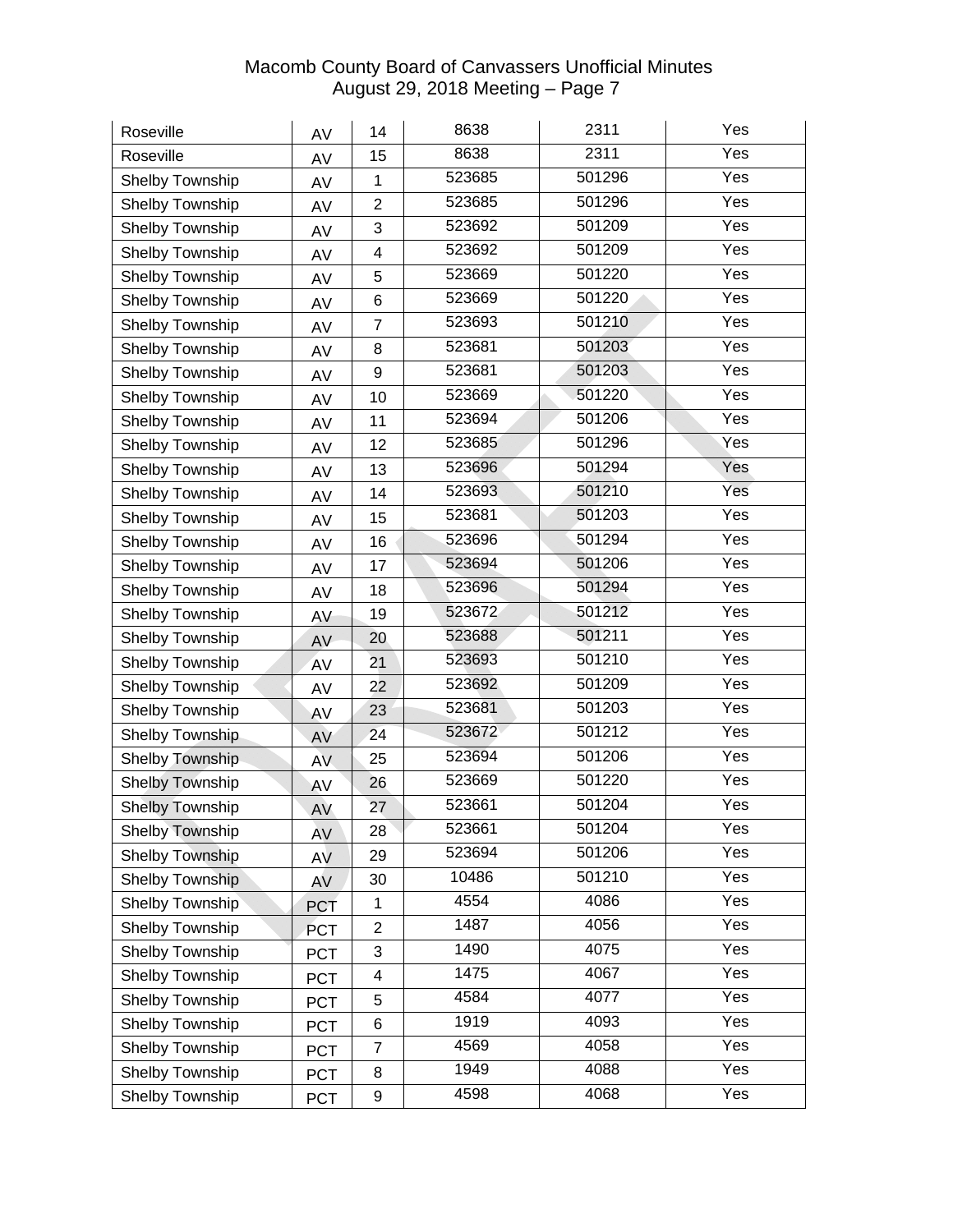| | | | | | |
|---|---|---|---|---|---|
| Roseville | AV | 14 | 8638 | 2311 | Yes |
| Roseville | AV | 15 | 8638 | 2311 | Yes |
| Shelby Township | AV | 1 | 523685 | 501296 | Yes |
| Shelby Township | AV | 2 | 523685 | 501296 | Yes |
| Shelby Township | AV | 3 | 523692 | 501209 | Yes |
| Shelby Township | AV | 4 | 523692 | 501209 | Yes |
| Shelby Township | AV | 5 | 523669 | 501220 | Yes |
| Shelby Township | AV | 6 | 523669 | 501220 | Yes |
| Shelby Township | AV | 7 | 523693 | 501210 | Yes |
| Shelby Township | AV | 8 | 523681 | 501203 | Yes |
| Shelby Township | AV | 9 | 523681 | 501203 | Yes |
| Shelby Township | AV | 10 | 523669 | 501220 | Yes |
| Shelby Township | AV | 11 | 523694 | 501206 | Yes |
| Shelby Township | AV | 12 | 523685 | 501296 | Yes |
| Shelby Township | AV | 13 | 523696 | 501294 | Yes |
| Shelby Township | AV | 14 | 523693 | 501210 | Yes |
| Shelby Township | AV | 15 | 523681 | 501203 | Yes |
| Shelby Township | AV | 16 | 523696 | 501294 | Yes |
| Shelby Township | AV | 17 | 523694 | 501206 | Yes |
| Shelby Township | AV | 18 | 523696 | 501294 | Yes |
| Shelby Township | AV | 19 | 523672 | 501212 | Yes |
| Shelby Township | AV | 20 | 523688 | 501211 | Yes |
| Shelby Township | AV | 21 | 523693 | 501210 | Yes |
| Shelby Township | AV | 22 | 523692 | 501209 | Yes |
| Shelby Township | AV | 23 | 523681 | 501203 | Yes |
| Shelby Township | AV | 24 | 523672 | 501212 | Yes |
| Shelby Township | AV | 25 | 523694 | 501206 | Yes |
| Shelby Township | AV | 26 | 523669 | 501220 | Yes |
| Shelby Township | AV | 27 | 523661 | 501204 | Yes |
| Shelby Township | AV | 28 | 523661 | 501204 | Yes |
| Shelby Township | AV | 29 | 523694 | 501206 | Yes |
| Shelby Township | AV | 30 | 10486 | 501210 | Yes |
| Shelby Township | PCT | 1 | 4554 | 4086 | Yes |
| Shelby Township | PCT | 2 | 1487 | 4056 | Yes |
| Shelby Township | PCT | 3 | 1490 | 4075 | Yes |
| Shelby Township | PCT | 4 | 1475 | 4067 | Yes |
| Shelby Township | PCT | 5 | 4584 | 4077 | Yes |
| Shelby Township | PCT | 6 | 1919 | 4093 | Yes |
| Shelby Township | PCT | 7 | 4569 | 4058 | Yes |
| Shelby Township | PCT | 8 | 1949 | 4088 | Yes |
| Shelby Township | PCT | 9 | 4598 | 4068 | Yes |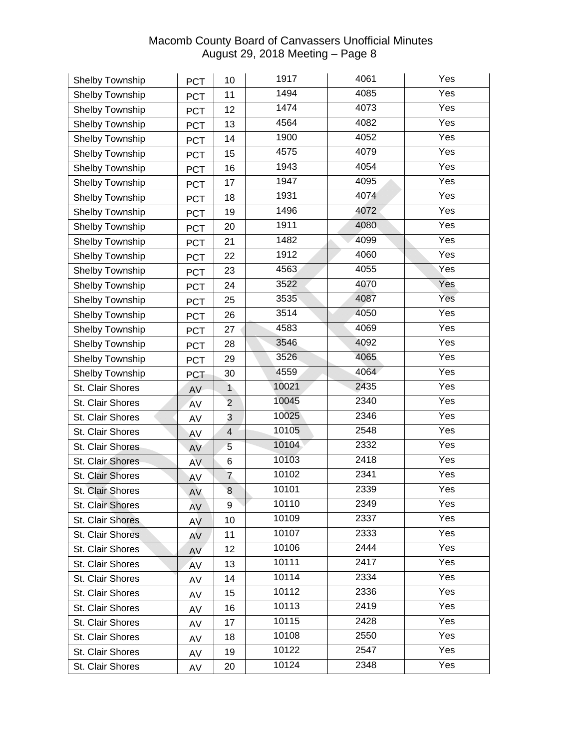| Shelby Township | PCT | 10 | 1917 | 4061 | Yes |
|---|---|---|---|---|---|
| Shelby Township | PCT | 11 | 1494 | 4085 | Yes |
| Shelby Township | PCT | 12 | 1474 | 4073 | Yes |
| Shelby Township | PCT | 13 | 4564 | 4082 | Yes |
| Shelby Township | PCT | 14 | 1900 | 4052 | Yes |
| Shelby Township | PCT | 15 | 4575 | 4079 | Yes |
| Shelby Township | PCT | 16 | 1943 | 4054 | Yes |
| Shelby Township | PCT | 17 | 1947 | 4095 | Yes |
| Shelby Township | PCT | 18 | 1931 | 4074 | Yes |
| Shelby Township | PCT | 19 | 1496 | 4072 | Yes |
| Shelby Township | PCT | 20 | 1911 | 4080 | Yes |
| Shelby Township | PCT | 21 | 1482 | 4099 | Yes |
| Shelby Township | PCT | 22 | 1912 | 4060 | Yes |
| Shelby Township | PCT | 23 | 4563 | 4055 | Yes |
| Shelby Township | PCT | 24 | 3522 | 4070 | Yes |
| Shelby Township | PCT | 25 | 3535 | 4087 | Yes |
| Shelby Township | PCT | 26 | 3514 | 4050 | Yes |
| Shelby Township | PCT | 27 | 4583 | 4069 | Yes |
| Shelby Township | PCT | 28 | 3546 | 4092 | Yes |
| Shelby Township | PCT | 29 | 3526 | 4065 | Yes |
| Shelby Township | PCT | 30 | 4559 | 4064 | Yes |
| St. Clair Shores | AV | 1 | 10021 | 2435 | Yes |
| St. Clair Shores | AV | 2 | 10045 | 2340 | Yes |
| St. Clair Shores | AV | 3 | 10025 | 2346 | Yes |
| St. Clair Shores | AV | 4 | 10105 | 2548 | Yes |
| St. Clair Shores | AV | 5 | 10104 | 2332 | Yes |
| St. Clair Shores | AV | 6 | 10103 | 2418 | Yes |
| St. Clair Shores | AV | 7 | 10102 | 2341 | Yes |
| St. Clair Shores | AV | 8 | 10101 | 2339 | Yes |
| St. Clair Shores | AV | 9 | 10110 | 2349 | Yes |
| St. Clair Shores | AV | 10 | 10109 | 2337 | Yes |
| St. Clair Shores | AV | 11 | 10107 | 2333 | Yes |
| St. Clair Shores | AV | 12 | 10106 | 2444 | Yes |
| St. Clair Shores | AV | 13 | 10111 | 2417 | Yes |
| St. Clair Shores | AV | 14 | 10114 | 2334 | Yes |
| St. Clair Shores | AV | 15 | 10112 | 2336 | Yes |
| St. Clair Shores | AV | 16 | 10113 | 2419 | Yes |
| St. Clair Shores | AV | 17 | 10115 | 2428 | Yes |
| St. Clair Shores | AV | 18 | 10108 | 2550 | Yes |
| St. Clair Shores | AV | 19 | 10122 | 2547 | Yes |
| St. Clair Shores | AV | 20 | 10124 | 2348 | Yes |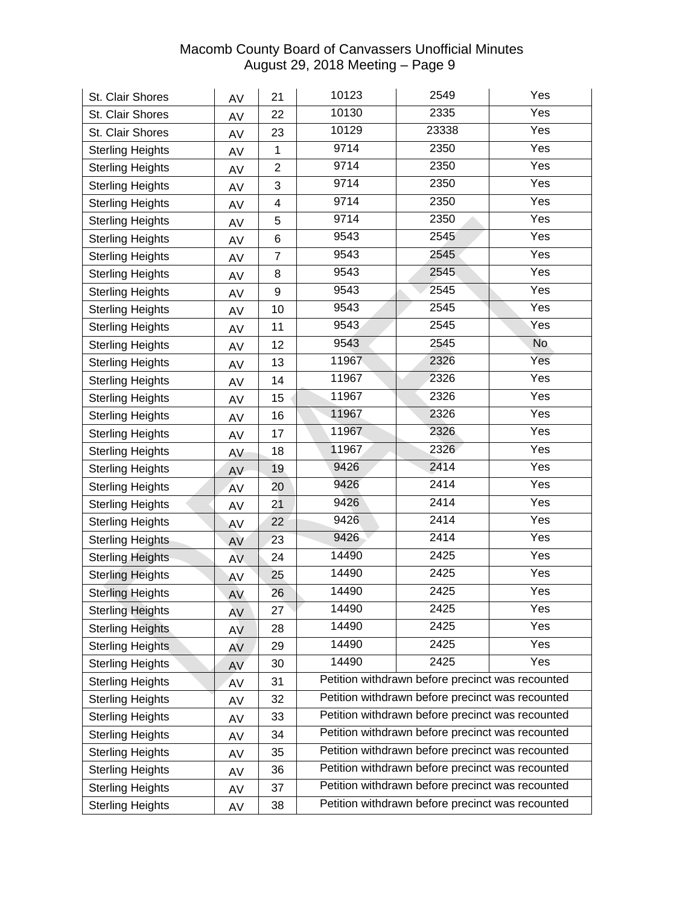| St. Clair Shores | AV | 21 | 10123 | 2549 | Yes |
|---|---|---|---|---|---|
| St. Clair Shores | AV | 22 | 10130 | 2335 | Yes |
| St. Clair Shores | AV | 23 | 10129 | 23338 | Yes |
| Sterling Heights | AV | 1 | 9714 | 2350 | Yes |
| Sterling Heights | AV | 2 | 9714 | 2350 | Yes |
| Sterling Heights | AV | 3 | 9714 | 2350 | Yes |
| Sterling Heights | AV | 4 | 9714 | 2350 | Yes |
| Sterling Heights | AV | 5 | 9714 | 2350 | Yes |
| Sterling Heights | AV | 6 | 9543 | 2545 | Yes |
| Sterling Heights | AV | 7 | 9543 | 2545 | Yes |
| Sterling Heights | AV | 8 | 9543 | 2545 | Yes |
| Sterling Heights | AV | 9 | 9543 | 2545 | Yes |
| Sterling Heights | AV | 10 | 9543 | 2545 | Yes |
| Sterling Heights | AV | 11 | 9543 | 2545 | Yes |
| Sterling Heights | AV | 12 | 9543 | 2545 | No |
| Sterling Heights | AV | 13 | 11967 | 2326 | Yes |
| Sterling Heights | AV | 14 | 11967 | 2326 | Yes |
| Sterling Heights | AV | 15 | 11967 | 2326 | Yes |
| Sterling Heights | AV | 16 | 11967 | 2326 | Yes |
| Sterling Heights | AV | 17 | 11967 | 2326 | Yes |
| Sterling Heights | AV | 18 | 11967 | 2326 | Yes |
| Sterling Heights | AV | 19 | 9426 | 2414 | Yes |
| Sterling Heights | AV | 20 | 9426 | 2414 | Yes |
| Sterling Heights | AV | 21 | 9426 | 2414 | Yes |
| Sterling Heights | AV | 22 | 9426 | 2414 | Yes |
| Sterling Heights | AV | 23 | 9426 | 2414 | Yes |
| Sterling Heights | AV | 24 | 14490 | 2425 | Yes |
| Sterling Heights | AV | 25 | 14490 | 2425 | Yes |
| Sterling Heights | AV | 26 | 14490 | 2425 | Yes |
| Sterling Heights | AV | 27 | 14490 | 2425 | Yes |
| Sterling Heights | AV | 28 | 14490 | 2425 | Yes |
| Sterling Heights | AV | 29 | 14490 | 2425 | Yes |
| Sterling Heights | AV | 30 | 14490 | 2425 | Yes |
| Sterling Heights | AV | 31 | Petition withdrawn before precinct was recounted | | |
| Sterling Heights | AV | 32 | Petition withdrawn before precinct was recounted | | |
| Sterling Heights | AV | 33 | Petition withdrawn before precinct was recounted | | |
| Sterling Heights | AV | 34 | Petition withdrawn before precinct was recounted | | |
| Sterling Heights | AV | 35 | Petition withdrawn before precinct was recounted | | |
| Sterling Heights | AV | 36 | Petition withdrawn before precinct was recounted | | |
| Sterling Heights | AV | 37 | Petition withdrawn before precinct was recounted | | |
| Sterling Heights | AV | 38 | Petition withdrawn before precinct was recounted | | |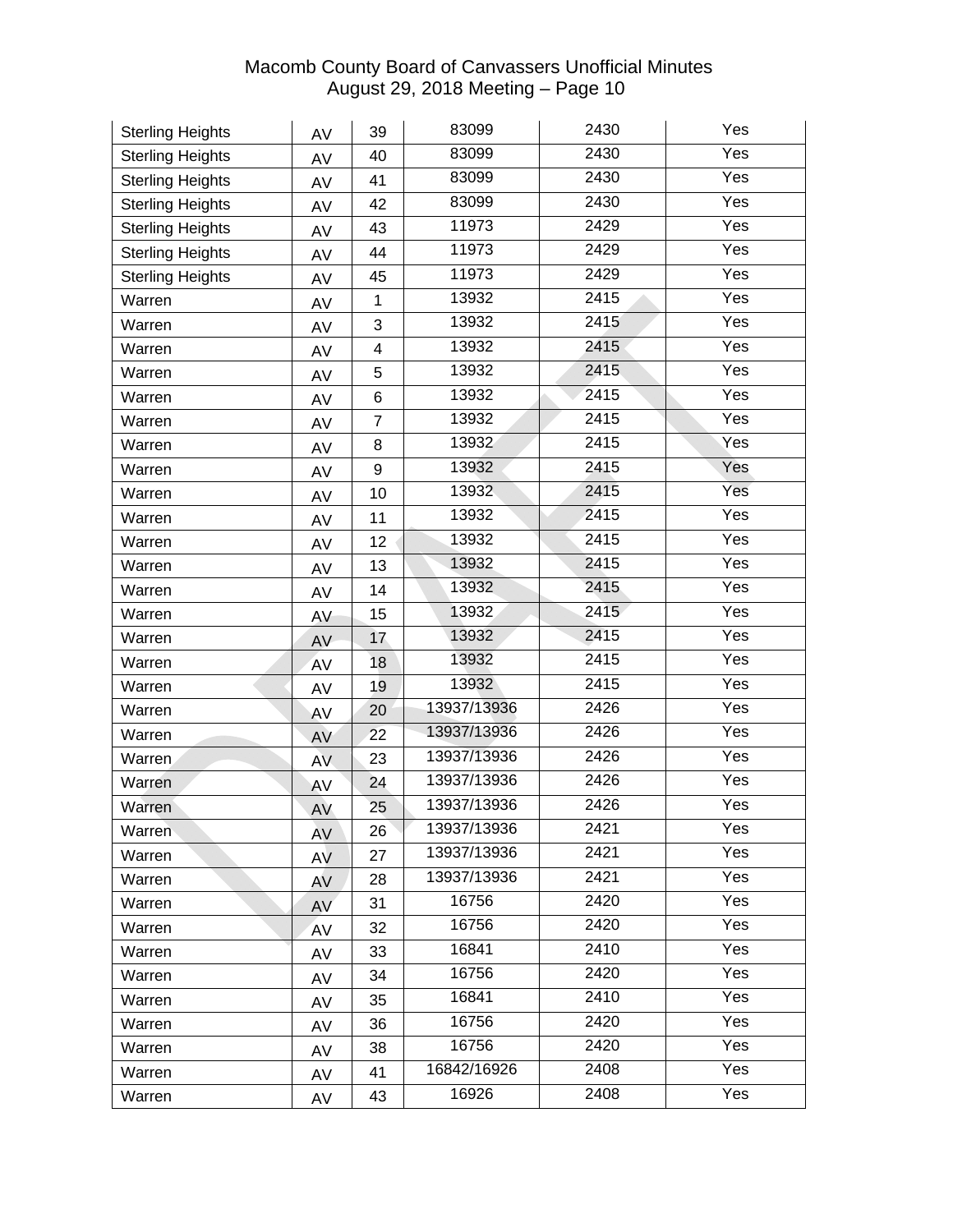| Sterling Heights | AV | 39 | 83099 | 2430 | Yes |
|---|---|---|---|---|---|
| Sterling Heights | AV | 40 | 83099 | 2430 | Yes |
| Sterling Heights | AV | 41 | 83099 | 2430 | Yes |
| Sterling Heights | AV | 42 | 83099 | 2430 | Yes |
| Sterling Heights | AV | 43 | 11973 | 2429 | Yes |
| Sterling Heights | AV | 44 | 11973 | 2429 | Yes |
| Sterling Heights | AV | 45 | 11973 | 2429 | Yes |
| Warren | AV | 1 | 13932 | 2415 | Yes |
| Warren | AV | 3 | 13932 | 2415 | Yes |
| Warren | AV | 4 | 13932 | 2415 | Yes |
| Warren | AV | 5 | 13932 | 2415 | Yes |
| Warren | AV | 6 | 13932 | 2415 | Yes |
| Warren | AV | 7 | 13932 | 2415 | Yes |
| Warren | AV | 8 | 13932 | 2415 | Yes |
| Warren | AV | 9 | 13932 | 2415 | Yes |
| Warren | AV | 10 | 13932 | 2415 | Yes |
| Warren | AV | 11 | 13932 | 2415 | Yes |
| Warren | AV | 12 | 13932 | 2415 | Yes |
| Warren | AV | 13 | 13932 | 2415 | Yes |
| Warren | AV | 14 | 13932 | 2415 | Yes |
| Warren | AV | 15 | 13932 | 2415 | Yes |
| Warren | AV | 17 | 13932 | 2415 | Yes |
| Warren | AV | 18 | 13932 | 2415 | Yes |
| Warren | AV | 19 | 13932 | 2415 | Yes |
| Warren | AV | 20 | 13937/13936 | 2426 | Yes |
| Warren | AV | 22 | 13937/13936 | 2426 | Yes |
| Warren | AV | 23 | 13937/13936 | 2426 | Yes |
| Warren | AV | 24 | 13937/13936 | 2426 | Yes |
| Warren | AV | 25 | 13937/13936 | 2426 | Yes |
| Warren | AV | 26 | 13937/13936 | 2421 | Yes |
| Warren | AV | 27 | 13937/13936 | 2421 | Yes |
| Warren | AV | 28 | 13937/13936 | 2421 | Yes |
| Warren | AV | 31 | 16756 | 2420 | Yes |
| Warren | AV | 32 | 16756 | 2420 | Yes |
| Warren | AV | 33 | 16841 | 2410 | Yes |
| Warren | AV | 34 | 16756 | 2420 | Yes |
| Warren | AV | 35 | 16841 | 2410 | Yes |
| Warren | AV | 36 | 16756 | 2420 | Yes |
| Warren | AV | 38 | 16756 | 2420 | Yes |
| Warren | AV | 41 | 16842/16926 | 2408 | Yes |
| Warren | AV | 43 | 16926 | 2408 | Yes |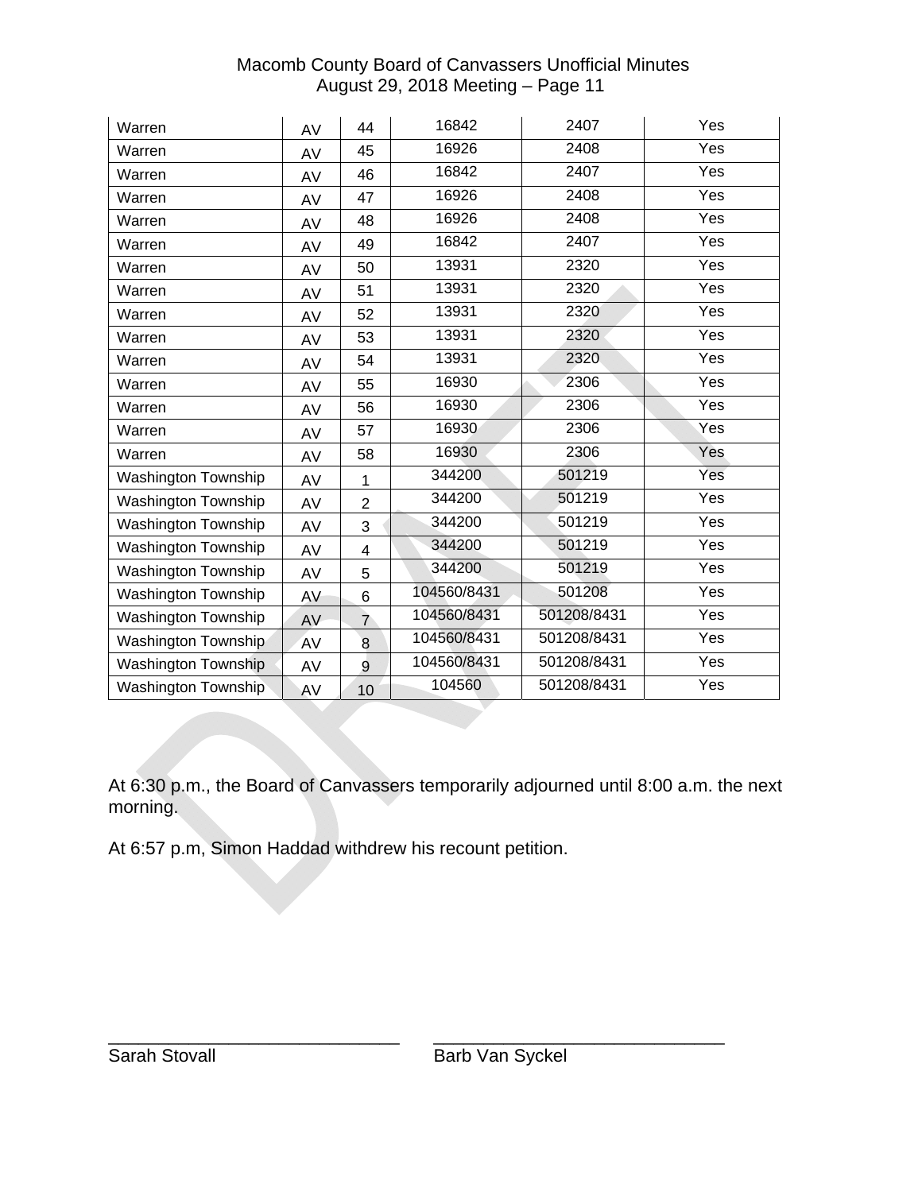| | | | | | |
|---|---|---|---|---|---|
| Warren | AV | 44 | 16842 | 2407 | Yes |
| Warren | AV | 45 | 16926 | 2408 | Yes |
| Warren | AV | 46 | 16842 | 2407 | Yes |
| Warren | AV | 47 | 16926 | 2408 | Yes |
| Warren | AV | 48 | 16926 | 2408 | Yes |
| Warren | AV | 49 | 16842 | 2407 | Yes |
| Warren | AV | 50 | 13931 | 2320 | Yes |
| Warren | AV | 51 | 13931 | 2320 | Yes |
| Warren | AV | 52 | 13931 | 2320 | Yes |
| Warren | AV | 53 | 13931 | 2320 | Yes |
| Warren | AV | 54 | 13931 | 2320 | Yes |
| Warren | AV | 55 | 16930 | 2306 | Yes |
| Warren | AV | 56 | 16930 | 2306 | Yes |
| Warren | AV | 57 | 16930 | 2306 | Yes |
| Warren | AV | 58 | 16930 | 2306 | Yes |
| Washington Township | AV | 1 | 344200 | 501219 | Yes |
| Washington Township | AV | 2 | 344200 | 501219 | Yes |
| Washington Township | AV | 3 | 344200 | 501219 | Yes |
| Washington Township | AV | 4 | 344200 | 501219 | Yes |
| Washington Township | AV | 5 | 344200 | 501219 | Yes |
| Washington Township | AV | 6 | 104560/8431 | 501208 | Yes |
| Washington Township | AV | 7 | 104560/8431 | 501208/8431 | Yes |
| Washington Township | AV | 8 | 104560/8431 | 501208/8431 | Yes |
| Washington Township | AV | 9 | 104560/8431 | 501208/8431 | Yes |
| Washington Township | AV | 10 | 104560 | 501208/8431 | Yes |

At 6:30 p.m., the Board of Canvassers temporarily adjourned until 8:00 a.m. the next morning.

At 6:57 p.m, Simon Haddad withdrew his recount petition.

\_\_\_\_\_\_\_\_\_\_\_\_\_\_\_\_\_\_\_\_\_\_\_\_\_\_\_\_\_\_ \_\_\_\_\_\_\_\_\_\_\_\_\_\_\_\_\_\_\_\_\_\_\_\_\_\_\_\_\_\_

Sarah Stovall Barb Van Syckel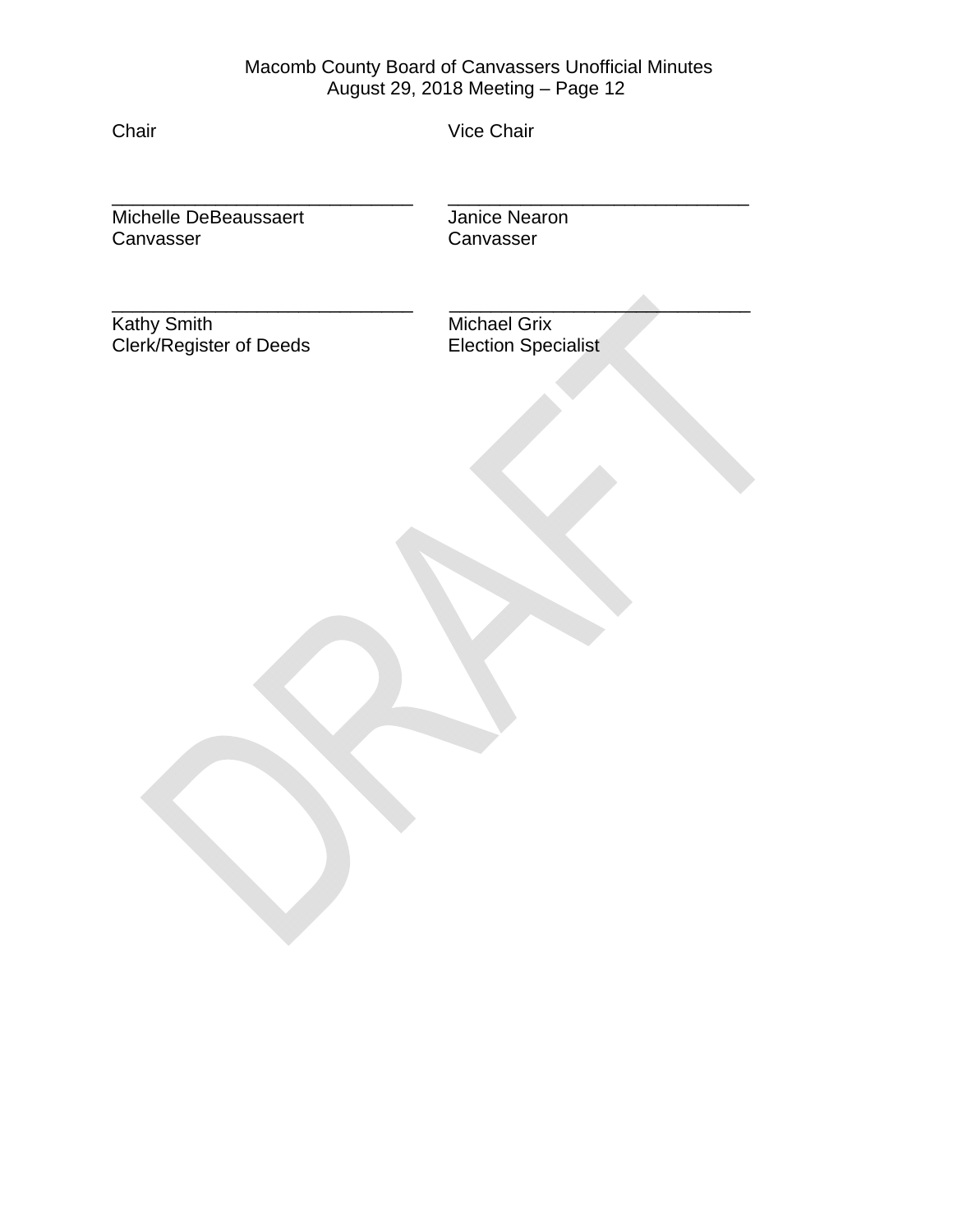Chair | Vice Chair

| | |
|---|---|
| Chair | Vice Chair |
| ______________________________ | ______________________________ |
| Michelle DeBeaussaert | Janice Nearon |
| Canvasser | Canvasser |
| ______________________________ | ______________________________ |
| Kathy Smith | Michael Grix |
| Clerk/Register of Deeds | Election Specialist |

DRAFT